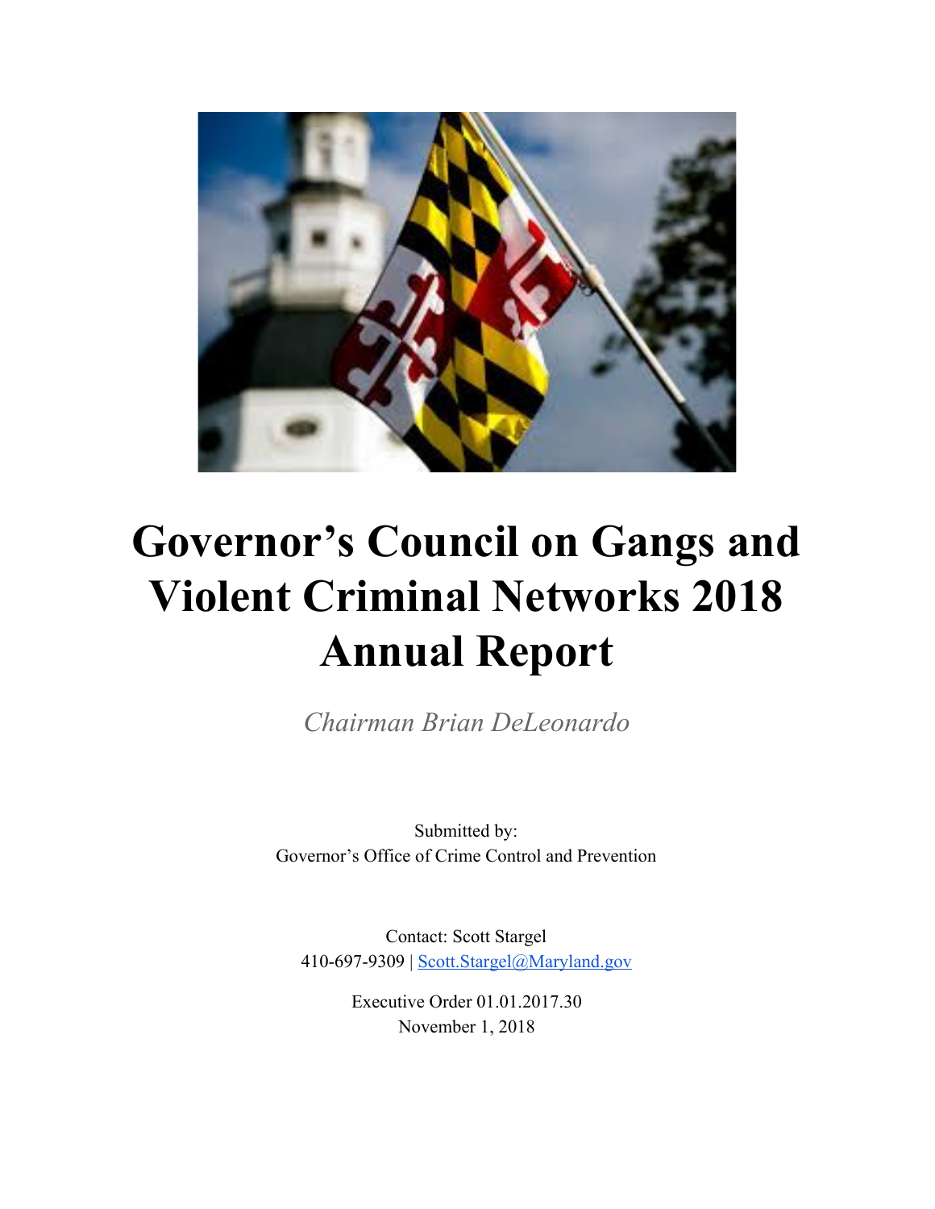# Governor's Council on Gangs and Violent Criminal Networks 2018 Annual Report

*Chairman Brian DeLeonardo*

Submitted by:
Governor's Office of Crime Control and Prevention

Contact: Scott Stargel
410-697-9309 | Scott.Stargel@Maryland.gov

Executive Order 01.01.2017.30
November 1, 2018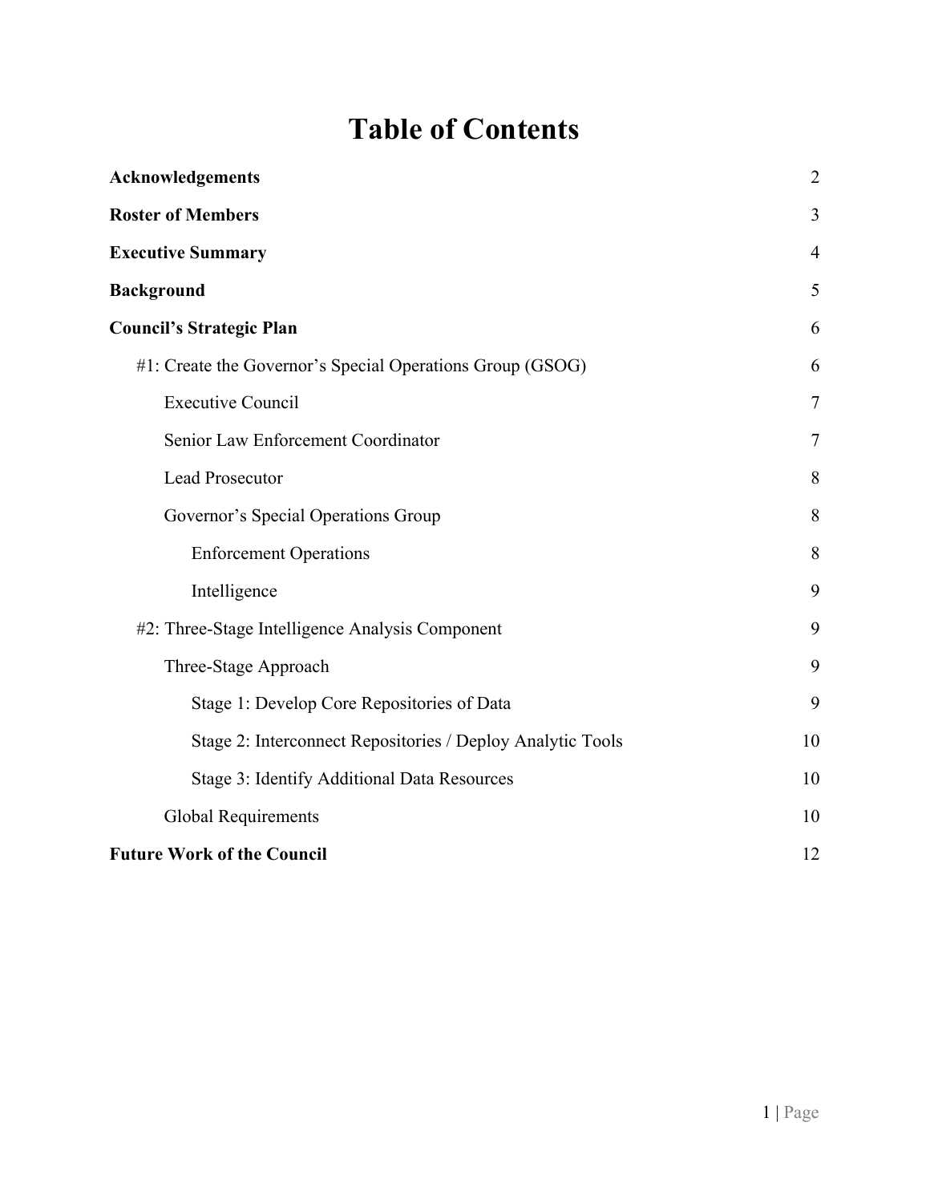# Table of Contents

| | |
|---|---|
| **Acknowledgements** | 2 |
| **Roster of Members** | 3 |
| **Executive Summary** | 4 |
| **Background** | 5 |
| **Council's Strategic Plan** | 6 |
| #1: Create the Governor's Special Operations Group (GSOG) | 6 |
| Executive Council | 7 |
| Senior Law Enforcement Coordinator | 7 |
| Lead Prosecutor | 8 |
| Governor's Special Operations Group | 8 |
| Enforcement Operations | 8 |
| Intelligence | 9 |
| #2: Three-Stage Intelligence Analysis Component | 9 |
| Three-Stage Approach | 9 |
| Stage 1: Develop Core Repositories of Data | 9 |
| Stage 2: Interconnect Repositories / Deploy Analytic Tools | 10 |
| Stage 3: Identify Additional Data Resources | 10 |
| Global Requirements | 10 |
| **Future Work of the Council** | 12 |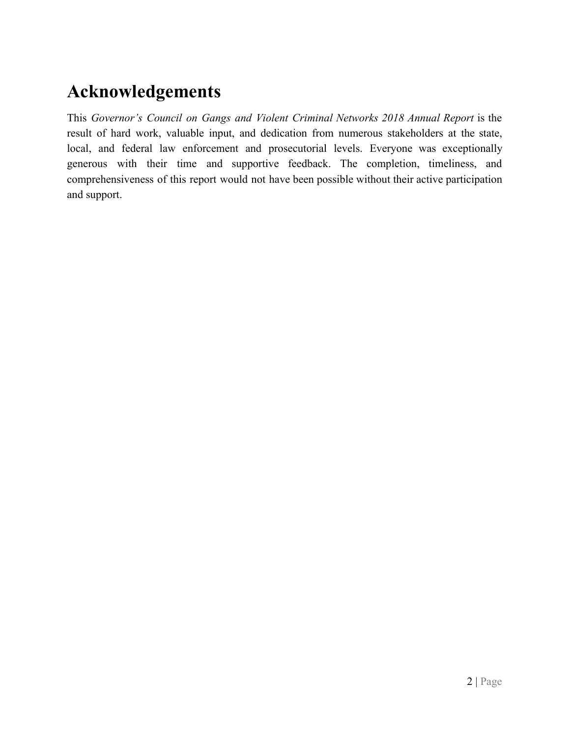# Acknowledgements

This *Governor's Council on Gangs and Violent Criminal Networks 2018 Annual Report* is the result of hard work, valuable input, and dedication from numerous stakeholders at the state, local, and federal law enforcement and prosecutorial levels. Everyone was exceptionally generous with their time and supportive feedback. The completion, timeliness, and comprehensiveness of this report would not have been possible without their active participation and support.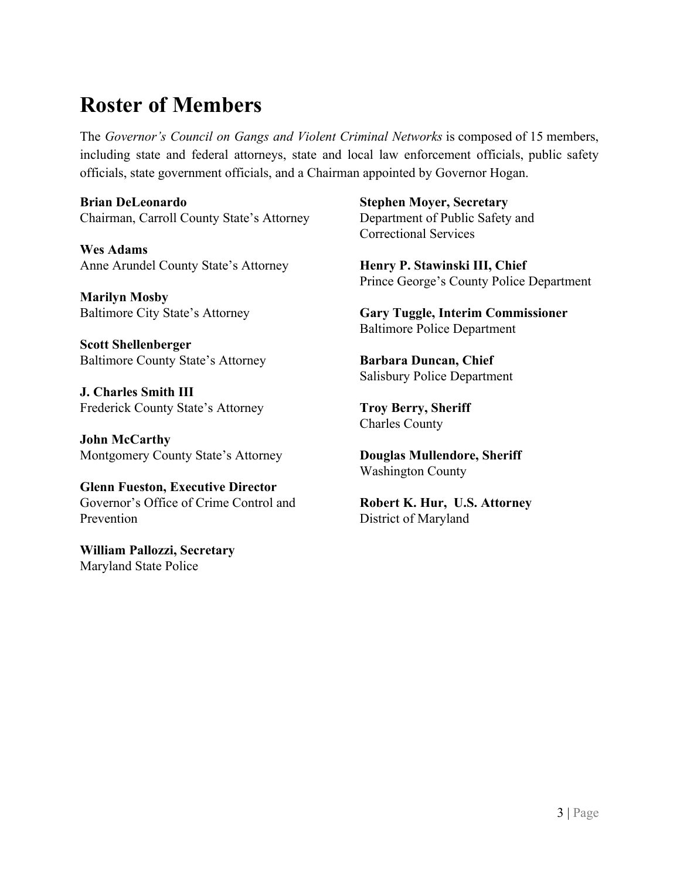# Roster of Members

The *Governor's Council on Gangs and Violent Criminal Networks* is composed of 15 members, including state and federal attorneys, state and local law enforcement officials, public safety officials, state government officials, and a Chairman appointed by Governor Hogan.

**Brian DeLeonardo**
Chairman, Carroll County State's Attorney

**Wes Adams**
Anne Arundel County State's Attorney

**Marilyn Mosby**
Baltimore City State's Attorney

**Scott Shellenberger**
Baltimore County State's Attorney

**J. Charles Smith III**
Frederick County State's Attorney

**John McCarthy**
Montgomery County State's Attorney

**Glenn Fueston, Executive Director**
Governor's Office of Crime Control and Prevention

**William Pallozzi, Secretary**
Maryland State Police

**Stephen Moyer, Secretary**
Department of Public Safety and Correctional Services

**Henry P. Stawinski III, Chief**
Prince George's County Police Department

**Gary Tuggle, Interim Commissioner**
Baltimore Police Department

**Barbara Duncan, Chief**
Salisbury Police Department

**Troy Berry, Sheriff**
Charles County

**Douglas Mullendore, Sheriff**
Washington County

**Robert K. Hur, U.S. Attorney**
District of Maryland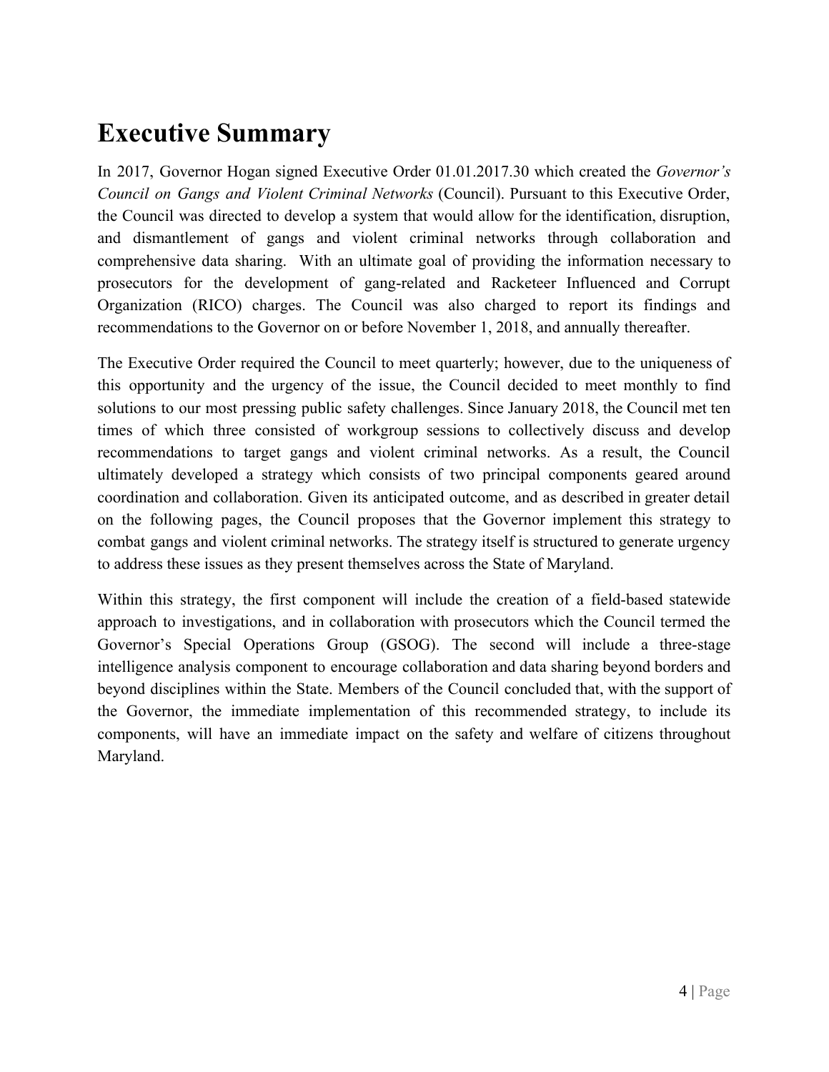# Executive Summary

In 2017, Governor Hogan signed Executive Order 01.01.2017.30 which created the *Governor's Council on Gangs and Violent Criminal Networks* (Council). Pursuant to this Executive Order, the Council was directed to develop a system that would allow for the identification, disruption, and dismantlement of gangs and violent criminal networks through collaboration and comprehensive data sharing. With an ultimate goal of providing the information necessary to prosecutors for the development of gang-related and Racketeer Influenced and Corrupt Organization (RICO) charges. The Council was also charged to report its findings and recommendations to the Governor on or before November 1, 2018, and annually thereafter.

The Executive Order required the Council to meet quarterly; however, due to the uniqueness of this opportunity and the urgency of the issue, the Council decided to meet monthly to find solutions to our most pressing public safety challenges. Since January 2018, the Council met ten times of which three consisted of workgroup sessions to collectively discuss and develop recommendations to target gangs and violent criminal networks. As a result, the Council ultimately developed a strategy which consists of two principal components geared around coordination and collaboration. Given its anticipated outcome, and as described in greater detail on the following pages, the Council proposes that the Governor implement this strategy to combat gangs and violent criminal networks. The strategy itself is structured to generate urgency to address these issues as they present themselves across the State of Maryland.

Within this strategy, the first component will include the creation of a field-based statewide approach to investigations, and in collaboration with prosecutors which the Council termed the Governor's Special Operations Group (GSOG). The second will include a three-stage intelligence analysis component to encourage collaboration and data sharing beyond borders and beyond disciplines within the State. Members of the Council concluded that, with the support of the Governor, the immediate implementation of this recommended strategy, to include its components, will have an immediate impact on the safety and welfare of citizens throughout Maryland.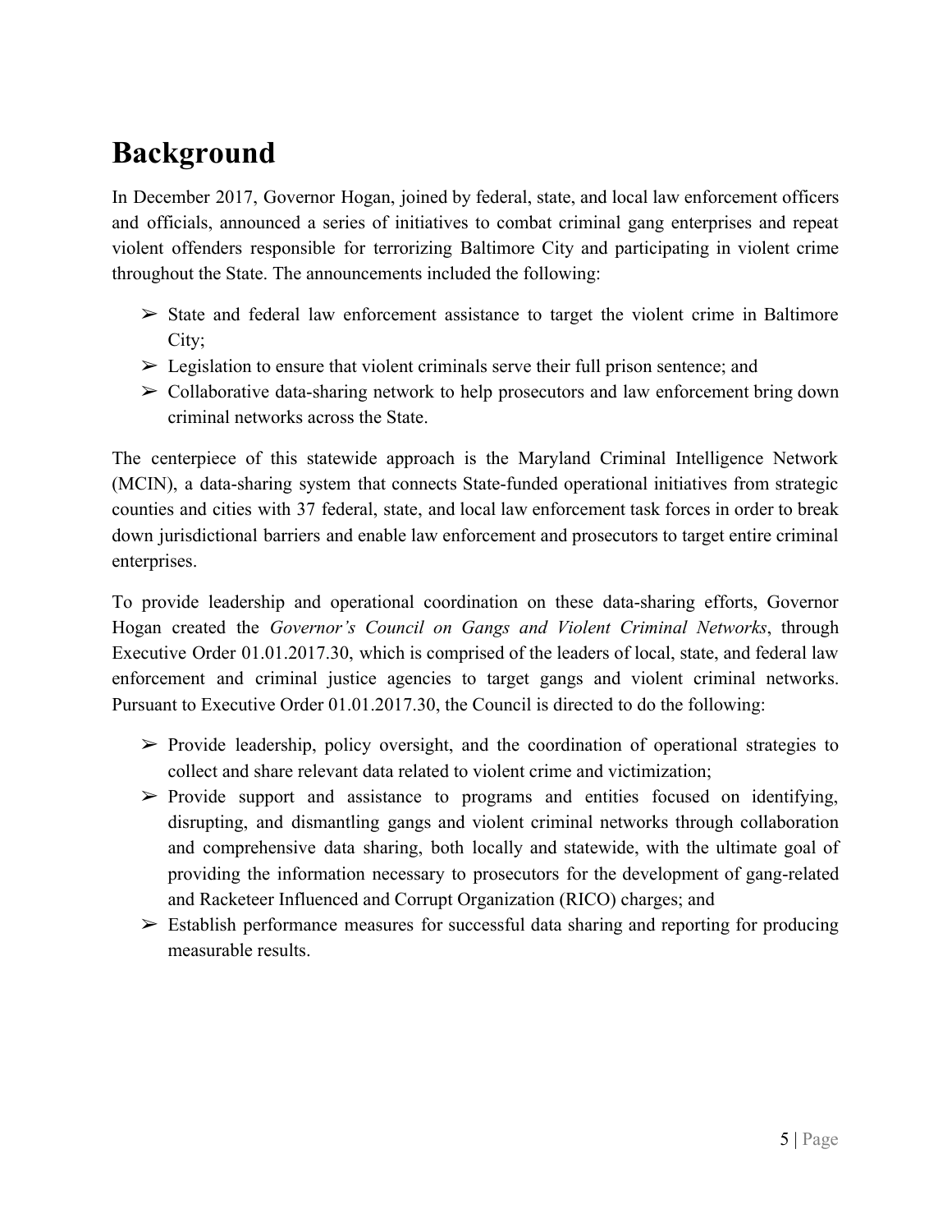# Background

In December 2017, Governor Hogan, joined by federal, state, and local law enforcement officers and officials, announced a series of initiatives to combat criminal gang enterprises and repeat violent offenders responsible for terrorizing Baltimore City and participating in violent crime throughout the State. The announcements included the following:

- State and federal law enforcement assistance to target the violent crime in Baltimore City;
- Legislation to ensure that violent criminals serve their full prison sentence; and
- Collaborative data-sharing network to help prosecutors and law enforcement bring down criminal networks across the State.

The centerpiece of this statewide approach is the Maryland Criminal Intelligence Network (MCIN), a data-sharing system that connects State-funded operational initiatives from strategic counties and cities with 37 federal, state, and local law enforcement task forces in order to break down jurisdictional barriers and enable law enforcement and prosecutors to target entire criminal enterprises.

To provide leadership and operational coordination on these data-sharing efforts, Governor Hogan created the *Governor's Council on Gangs and Violent Criminal Networks*, through Executive Order 01.01.2017.30, which is comprised of the leaders of local, state, and federal law enforcement and criminal justice agencies to target gangs and violent criminal networks. Pursuant to Executive Order 01.01.2017.30, the Council is directed to do the following:

- Provide leadership, policy oversight, and the coordination of operational strategies to collect and share relevant data related to violent crime and victimization;
- Provide support and assistance to programs and entities focused on identifying, disrupting, and dismantling gangs and violent criminal networks through collaboration and comprehensive data sharing, both locally and statewide, with the ultimate goal of providing the information necessary to prosecutors for the development of gang-related and Racketeer Influenced and Corrupt Organization (RICO) charges; and
- Establish performance measures for successful data sharing and reporting for producing measurable results.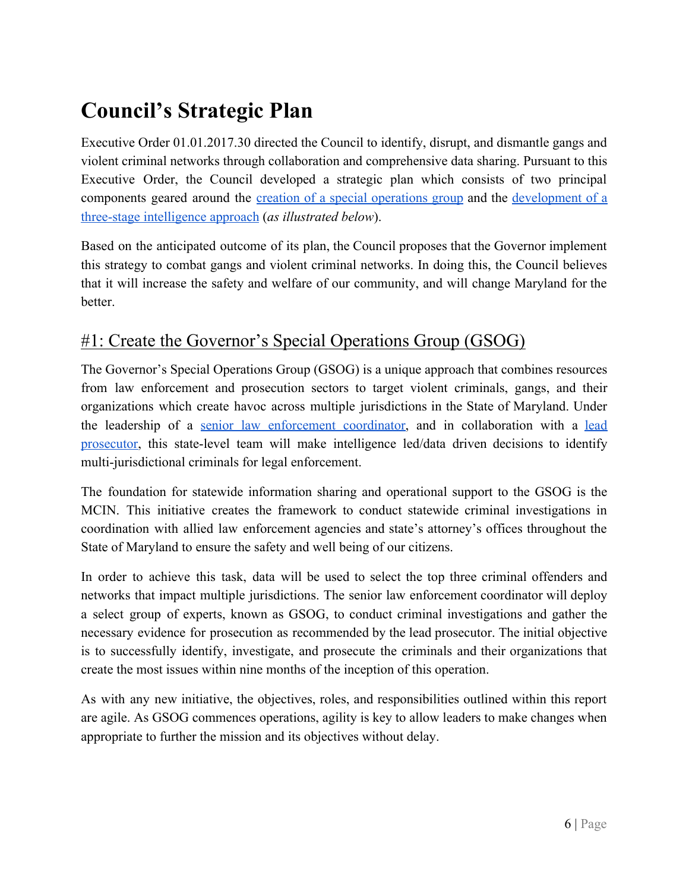# Council's Strategic Plan

Executive Order 01.01.2017.30 directed the Council to identify, disrupt, and dismantle gangs and violent criminal networks through collaboration and comprehensive data sharing. Pursuant to this Executive Order, the Council developed a strategic plan which consists of two principal components geared around the creation of a special operations group and the development of a three-stage intelligence approach (*as illustrated below*).

Based on the anticipated outcome of its plan, the Council proposes that the Governor implement this strategy to combat gangs and violent criminal networks. In doing this, the Council believes that it will increase the safety and welfare of our community, and will change Maryland for the better.

## #1: Create the Governor's Special Operations Group (GSOG)

The Governor's Special Operations Group (GSOG) is a unique approach that combines resources from law enforcement and prosecution sectors to target violent criminals, gangs, and their organizations which create havoc across multiple jurisdictions in the State of Maryland. Under the leadership of a senior law enforcement coordinator, and in collaboration with a lead prosecutor, this state-level team will make intelligence led/data driven decisions to identify multi-jurisdictional criminals for legal enforcement.

The foundation for statewide information sharing and operational support to the GSOG is the MCIN. This initiative creates the framework to conduct statewide criminal investigations in coordination with allied law enforcement agencies and state's attorney's offices throughout the State of Maryland to ensure the safety and well being of our citizens.

In order to achieve this task, data will be used to select the top three criminal offenders and networks that impact multiple jurisdictions. The senior law enforcement coordinator will deploy a select group of experts, known as GSOG, to conduct criminal investigations and gather the necessary evidence for prosecution as recommended by the lead prosecutor. The initial objective is to successfully identify, investigate, and prosecute the criminals and their organizations that create the most issues within nine months of the inception of this operation.

As with any new initiative, the objectives, roles, and responsibilities outlined within this report are agile. As GSOG commences operations, agility is key to allow leaders to make changes when appropriate to further the mission and its objectives without delay.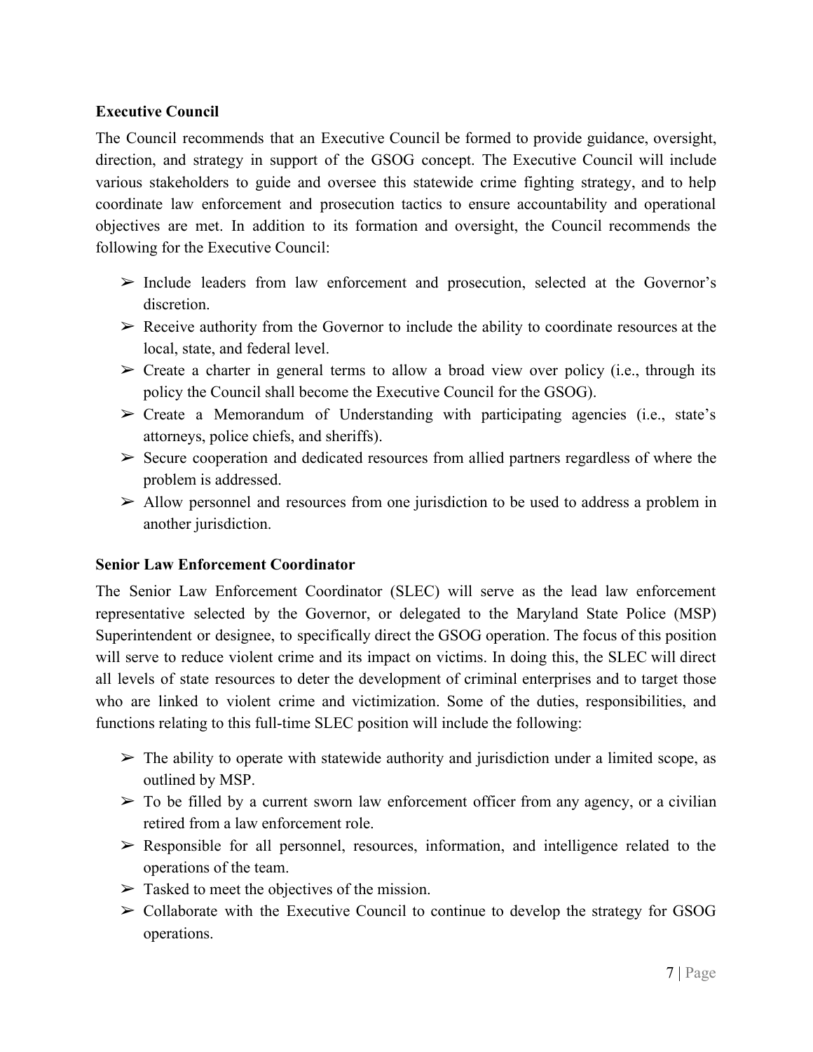**Executive Council**

The Council recommends that an Executive Council be formed to provide guidance, oversight, direction, and strategy in support of the GSOG concept. The Executive Council will include various stakeholders to guide and oversee this statewide crime fighting strategy, and to help coordinate law enforcement and prosecution tactics to ensure accountability and operational objectives are met. In addition to its formation and oversight, the Council recommends the following for the Executive Council:

- ➢ Include leaders from law enforcement and prosecution, selected at the Governor's discretion.
- ➢ Receive authority from the Governor to include the ability to coordinate resources at the local, state, and federal level.
- ➢ Create a charter in general terms to allow a broad view over policy (i.e., through its policy the Council shall become the Executive Council for the GSOG).
- ➢ Create a Memorandum of Understanding with participating agencies (i.e., state's attorneys, police chiefs, and sheriffs).
- ➢ Secure cooperation and dedicated resources from allied partners regardless of where the problem is addressed.
- ➢ Allow personnel and resources from one jurisdiction to be used to address a problem in another jurisdiction.

**Senior Law Enforcement Coordinator**

The Senior Law Enforcement Coordinator (SLEC) will serve as the lead law enforcement representative selected by the Governor, or delegated to the Maryland State Police (MSP) Superintendent or designee, to specifically direct the GSOG operation. The focus of this position will serve to reduce violent crime and its impact on victims. In doing this, the SLEC will direct all levels of state resources to deter the development of criminal enterprises and to target those who are linked to violent crime and victimization. Some of the duties, responsibilities, and functions relating to this full-time SLEC position will include the following:

- ➢ The ability to operate with statewide authority and jurisdiction under a limited scope, as outlined by MSP.
- ➢ To be filled by a current sworn law enforcement officer from any agency, or a civilian retired from a law enforcement role.
- ➢ Responsible for all personnel, resources, information, and intelligence related to the operations of the team.
- ➢ Tasked to meet the objectives of the mission.
- ➢ Collaborate with the Executive Council to continue to develop the strategy for GSOG operations.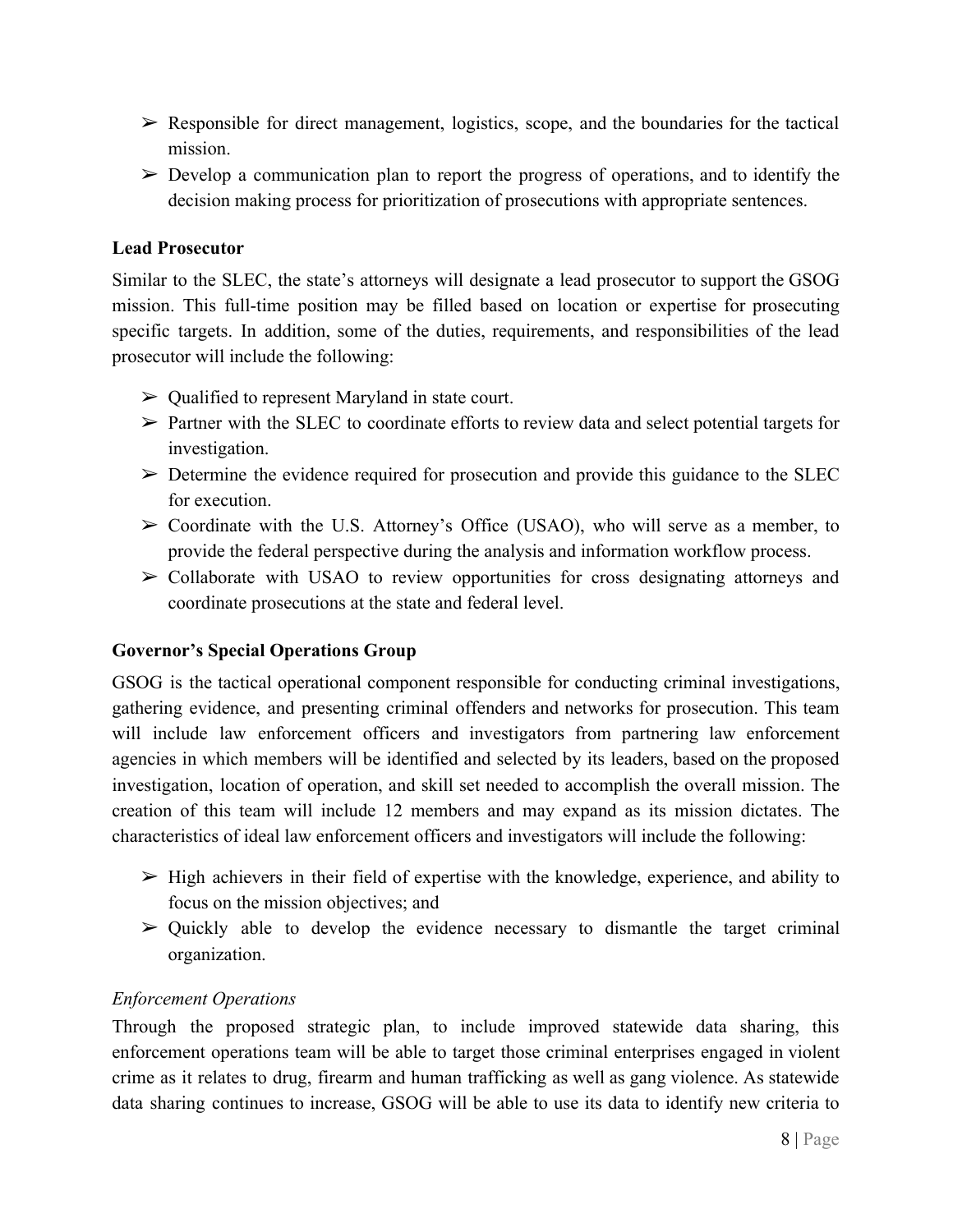- Responsible for direct management, logistics, scope, and the boundaries for the tactical mission.
- Develop a communication plan to report the progress of operations, and to identify the decision making process for prioritization of prosecutions with appropriate sentences.

**Lead Prosecutor**

Similar to the SLEC, the state's attorneys will designate a lead prosecutor to support the GSOG mission. This full-time position may be filled based on location or expertise for prosecuting specific targets. In addition, some of the duties, requirements, and responsibilities of the lead prosecutor will include the following:

- Qualified to represent Maryland in state court.
- Partner with the SLEC to coordinate efforts to review data and select potential targets for investigation.
- Determine the evidence required for prosecution and provide this guidance to the SLEC for execution.
- Coordinate with the U.S. Attorney's Office (USAO), who will serve as a member, to provide the federal perspective during the analysis and information workflow process.
- Collaborate with USAO to review opportunities for cross designating attorneys and coordinate prosecutions at the state and federal level.

**Governor's Special Operations Group**

GSOG is the tactical operational component responsible for conducting criminal investigations, gathering evidence, and presenting criminal offenders and networks for prosecution. This team will include law enforcement officers and investigators from partnering law enforcement agencies in which members will be identified and selected by its leaders, based on the proposed investigation, location of operation, and skill set needed to accomplish the overall mission. The creation of this team will include 12 members and may expand as its mission dictates. The characteristics of ideal law enforcement officers and investigators will include the following:

- High achievers in their field of expertise with the knowledge, experience, and ability to focus on the mission objectives; and
- Quickly able to develop the evidence necessary to dismantle the target criminal organization.

*Enforcement Operations*

Through the proposed strategic plan, to include improved statewide data sharing, this enforcement operations team will be able to target those criminal enterprises engaged in violent crime as it relates to drug, firearm and human trafficking as well as gang violence. As statewide data sharing continues to increase, GSOG will be able to use its data to identify new criteria to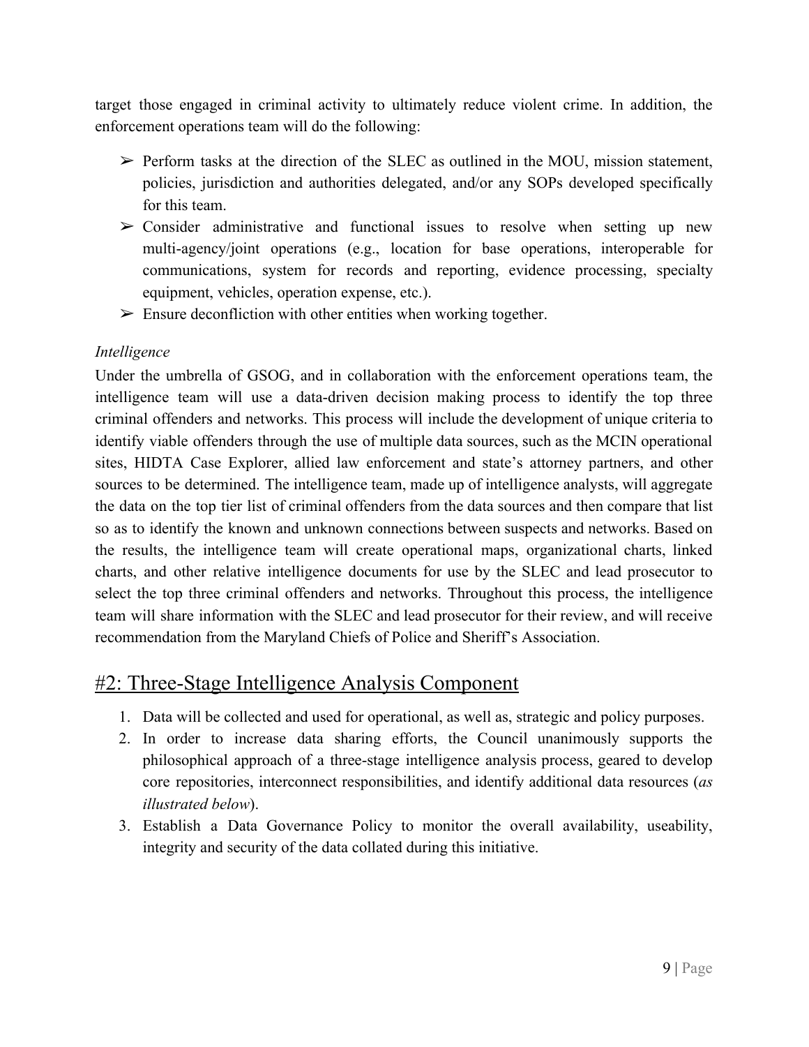target those engaged in criminal activity to ultimately reduce violent crime. In addition, the enforcement operations team will do the following:

- ➢ Perform tasks at the direction of the SLEC as outlined in the MOU, mission statement, policies, jurisdiction and authorities delegated, and/or any SOPs developed specifically for this team.
- ➢ Consider administrative and functional issues to resolve when setting up new multi-agency/joint operations (e.g., location for base operations, interoperable for communications, system for records and reporting, evidence processing, specialty equipment, vehicles, operation expense, etc.).
- ➢ Ensure deconfliction with other entities when working together.

*Intelligence*

Under the umbrella of GSOG, and in collaboration with the enforcement operations team, the intelligence team will use a data-driven decision making process to identify the top three criminal offenders and networks. This process will include the development of unique criteria to identify viable offenders through the use of multiple data sources, such as the MCIN operational sites, HIDTA Case Explorer, allied law enforcement and state's attorney partners, and other sources to be determined. The intelligence team, made up of intelligence analysts, will aggregate the data on the top tier list of criminal offenders from the data sources and then compare that list so as to identify the known and unknown connections between suspects and networks. Based on the results, the intelligence team will create operational maps, organizational charts, linked charts, and other relative intelligence documents for use by the SLEC and lead prosecutor to select the top three criminal offenders and networks. Throughout this process, the intelligence team will share information with the SLEC and lead prosecutor for their review, and will receive recommendation from the Maryland Chiefs of Police and Sheriff's Association.

## #2: Three-Stage Intelligence Analysis Component

1. Data will be collected and used for operational, as well as, strategic and policy purposes.
2. In order to increase data sharing efforts, the Council unanimously supports the philosophical approach of a three-stage intelligence analysis process, geared to develop core repositories, interconnect responsibilities, and identify additional data resources (*as illustrated below*).
3. Establish a Data Governance Policy to monitor the overall availability, useability, integrity and security of the data collated during this initiative.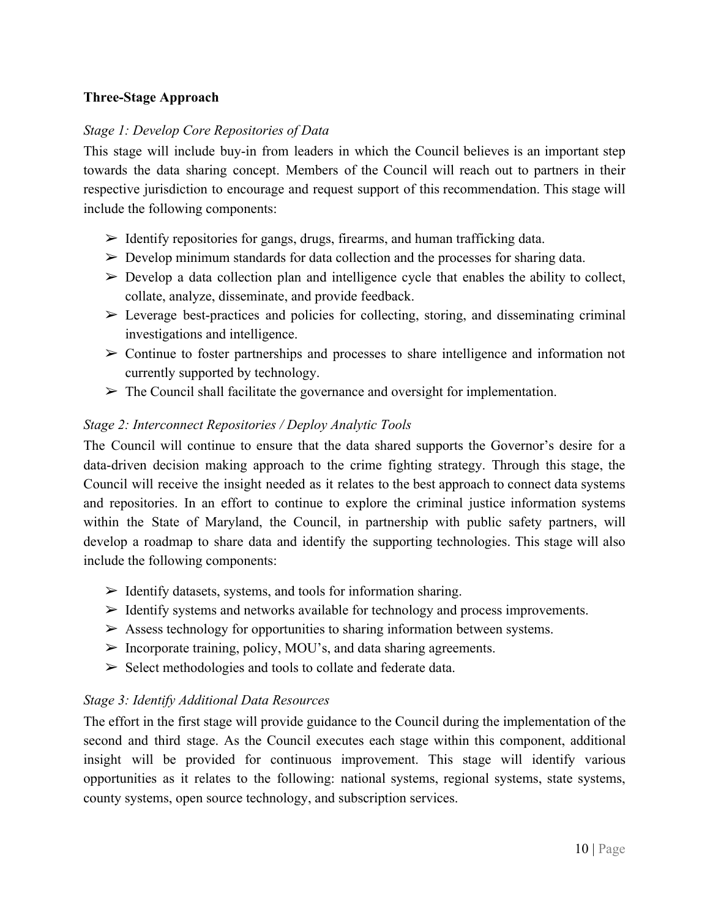**Three-Stage Approach**

*Stage 1: Develop Core Repositories of Data*

This stage will include buy-in from leaders in which the Council believes is an important step towards the data sharing concept. Members of the Council will reach out to partners in their respective jurisdiction to encourage and request support of this recommendation. This stage will include the following components:

- ➢ Identify repositories for gangs, drugs, firearms, and human trafficking data.
- ➢ Develop minimum standards for data collection and the processes for sharing data.
- ➢ Develop a data collection plan and intelligence cycle that enables the ability to collect, collate, analyze, disseminate, and provide feedback.
- ➢ Leverage best-practices and policies for collecting, storing, and disseminating criminal investigations and intelligence.
- ➢ Continue to foster partnerships and processes to share intelligence and information not currently supported by technology.
- ➢ The Council shall facilitate the governance and oversight for implementation.

*Stage 2: Interconnect Repositories / Deploy Analytic Tools*

The Council will continue to ensure that the data shared supports the Governor's desire for a data-driven decision making approach to the crime fighting strategy. Through this stage, the Council will receive the insight needed as it relates to the best approach to connect data systems and repositories. In an effort to continue to explore the criminal justice information systems within the State of Maryland, the Council, in partnership with public safety partners, will develop a roadmap to share data and identify the supporting technologies. This stage will also include the following components:

- ➢ Identify datasets, systems, and tools for information sharing.
- ➢ Identify systems and networks available for technology and process improvements.
- ➢ Assess technology for opportunities to sharing information between systems.
- ➢ Incorporate training, policy, MOU's, and data sharing agreements.
- ➢ Select methodologies and tools to collate and federate data.

*Stage 3: Identify Additional Data Resources*

The effort in the first stage will provide guidance to the Council during the implementation of the second and third stage. As the Council executes each stage within this component, additional insight will be provided for continuous improvement. This stage will identify various opportunities as it relates to the following: national systems, regional systems, state systems, county systems, open source technology, and subscription services.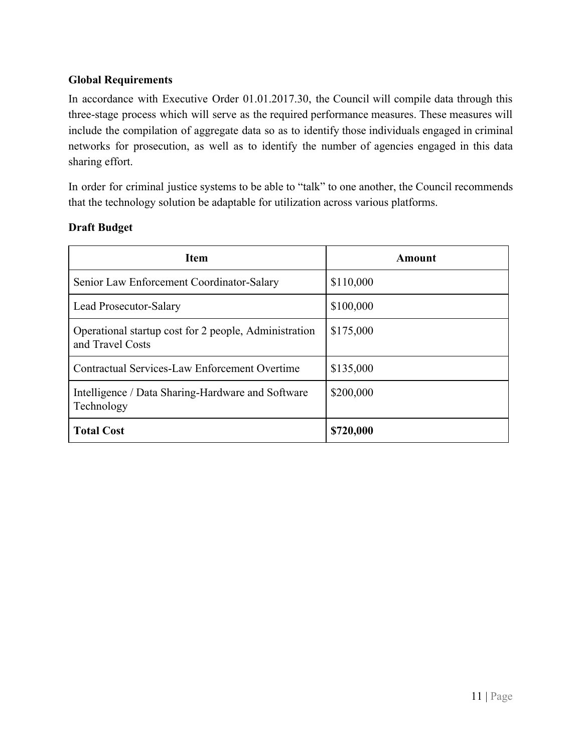**Global Requirements**

In accordance with Executive Order 01.01.2017.30, the Council will compile data through this three-stage process which will serve as the required performance measures. These measures will include the compilation of aggregate data so as to identify those individuals engaged in criminal networks for prosecution, as well as to identify the number of agencies engaged in this data sharing effort.

In order for criminal justice systems to be able to "talk" to one another, the Council recommends that the technology solution be adaptable for utilization across various platforms.

**Draft Budget**

| Item | Amount |
| --- | --- |
| Senior Law Enforcement Coordinator-Salary | $110,000 |
| Lead Prosecutor-Salary | $100,000 |
| Operational startup cost for 2 people, Administration and Travel Costs | $175,000 |
| Contractual Services-Law Enforcement Overtime | $135,000 |
| Intelligence / Data Sharing-Hardware and Software Technology | $200,000 |
| **Total Cost** | **$720,000** |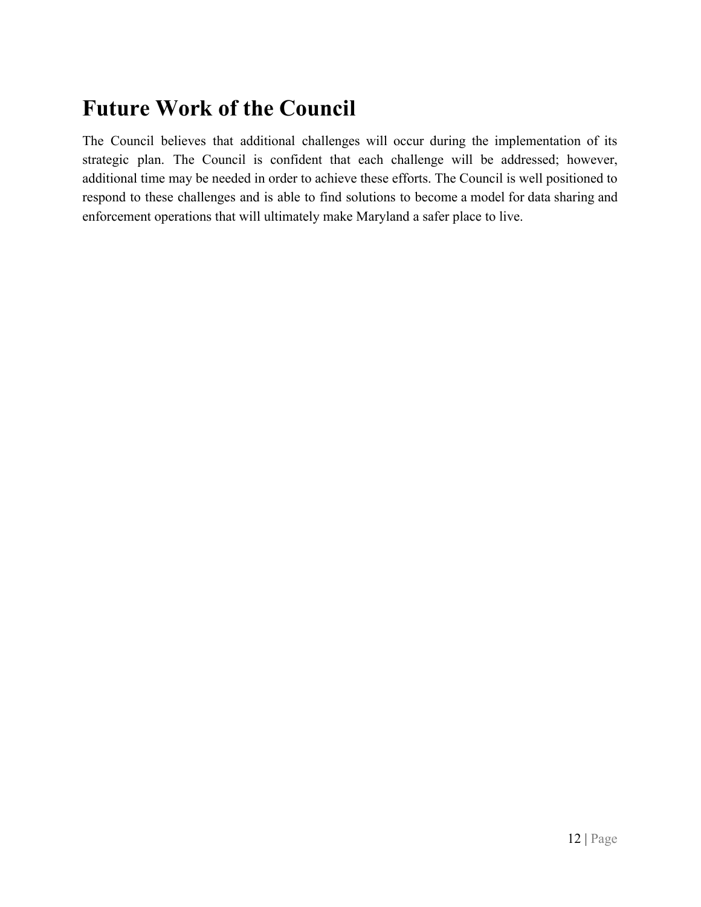# Future Work of the Council

The Council believes that additional challenges will occur during the implementation of its strategic plan. The Council is confident that each challenge will be addressed; however, additional time may be needed in order to achieve these efforts. The Council is well positioned to respond to these challenges and is able to find solutions to become a model for data sharing and enforcement operations that will ultimately make Maryland a safer place to live.